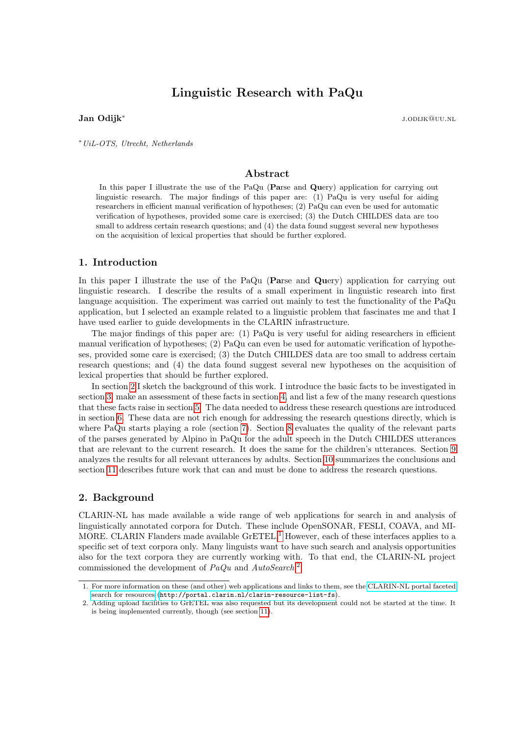# Linguistic Research with PaQu

**Jan Odijk*** J.ODIJK@UU.NL

*\* UiL-OTS, Utrecht, Netherlands*

## Abstract

In this paper I illustrate the use of the PaQu (**Pa**rse and **Qu**ery) application for carrying out linguistic research. The major findings of this paper are: (1) PaQu is very useful for aiding researchers in efficient manual verification of hypotheses; (2) PaQu can even be used for automatic verification of hypotheses, provided some care is exercised; (3) the Dutch CHILDES data are too small to address certain research questions; and (4) the data found suggest several new hypotheses on the acquisition of lexical properties that should be further explored.

## 1. Introduction

In this paper I illustrate the use of the PaQu (**Pa**rse and **Qu**ery) application for carrying out linguistic research. I describe the results of a small experiment in linguistic research into first language acquisition. The experiment was carried out mainly to test the functionality of the PaQu application, but I selected an example related to a linguistic problem that fascinates me and that I have used earlier to guide developments in the CLARIN infrastructure.

The major findings of this paper are: (1) PaQu is very useful for aiding researchers in efficient manual verification of hypotheses; (2) PaQu can even be used for automatic verification of hypotheses, provided some care is exercised; (3) the Dutch CHILDES data are too small to address certain research questions; and (4) the data found suggest several new hypotheses on the acquisition of lexical properties that should be further explored.

In section 2 I sketch the background of this work. I introduce the basic facts to be investigated in section 3, make an assessment of these facts in section 4, and list a few of the many research questions that these facts raise in section 5. The data needed to address these research questions are introduced in section 6. These data are not rich enough for addressing the research questions directly, which is where PaQu starts playing a role (section 7). Section 8 evaluates the quality of the relevant parts of the parses generated by Alpino in PaQu for the adult speech in the Dutch CHILDES utterances that are relevant to the current research. It does the same for the children's utterances. Section 9 analyzes the results for all relevant utterances by adults. Section 10 summarizes the conclusions and section 11 describes future work that can and must be done to address the research questions.

## 2. Background

CLARIN-NL has made available a wide range of web applications for search in and analysis of linguistically annotated corpora for Dutch. These include OpenSONAR, FESLI, COAVA, and MIMORE. CLARIN Flanders made available GrETEL.[1] However, each of these interfaces applies to a specific set of text corpora only. Many linguists want to have such search and analysis opportunities also for the text corpora they are currently working with. To that end, the CLARIN-NL project commissioned the development of *PaQu* and *AutoSearch*.[2]

---

1. For more information on these (and other) web applications and links to them, see the CLARIN-NL portal faceted search for resources (`http://portal.clarin.nl/clarin-resource-list-fs`).
2. Adding upload facilities to GrETEL was also requested but its development could not be started at the time. It is being implemented currently, though (see section 11).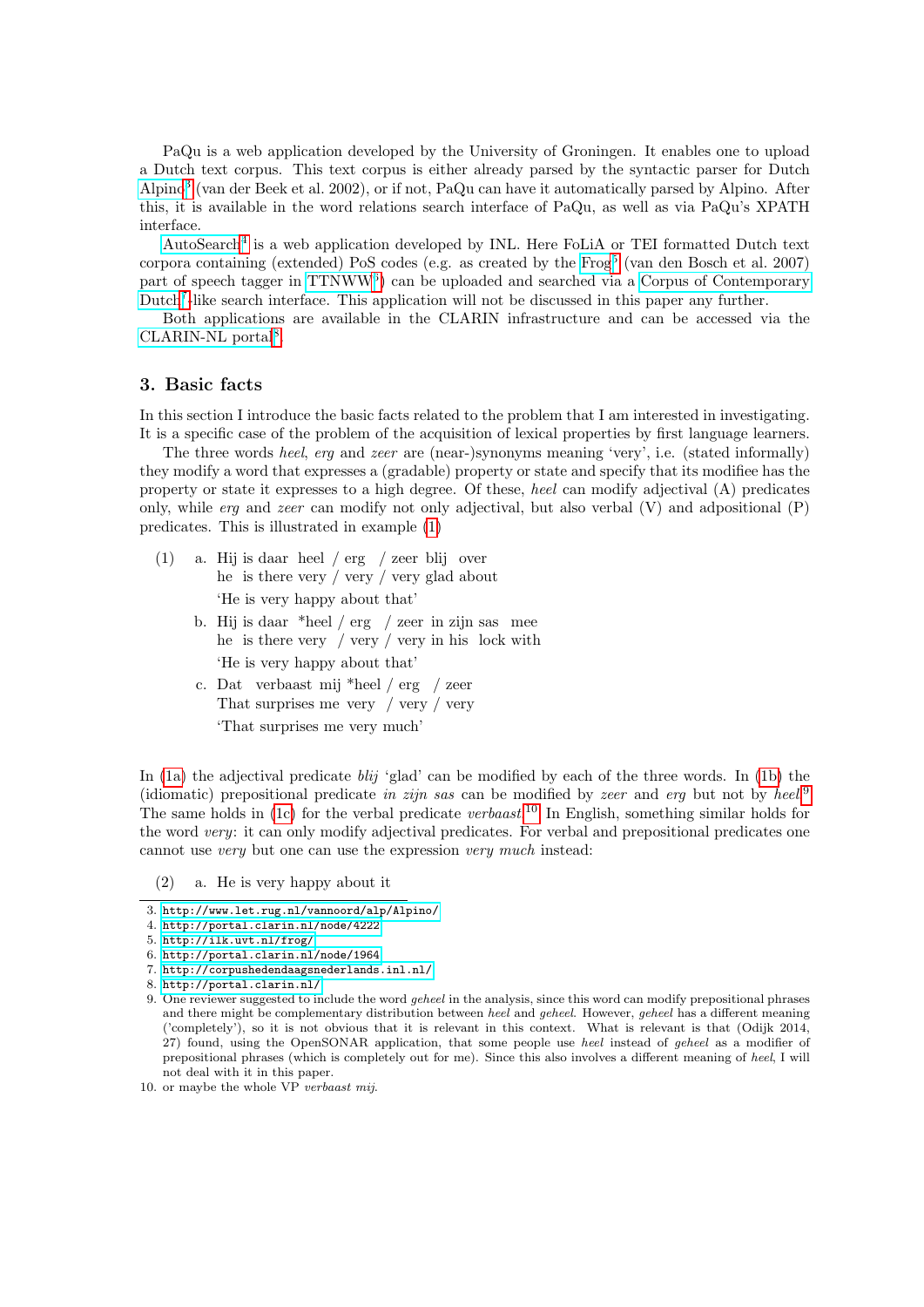PaQu is a web application developed by the University of Groningen. It enables one to upload a Dutch text corpus. This text corpus is either already parsed by the syntactic parser for Dutch Alpino[3] (van der Beek et al. 2002), or if not, PaQu can have it automatically parsed by Alpino. After this, it is available in the word relations search interface of PaQu, as well as via PaQu's XPATH interface.

AutoSearch[4] is a web application developed by INL. Here FoLiA or TEI formatted Dutch text corpora containing (extended) PoS codes (e.g. as created by the Frog[5] (van den Bosch et al. 2007) part of speech tagger in TTNWW[6]) can be uploaded and searched via a Corpus of Contemporary Dutch[7]-like search interface. This application will not be discussed in this paper any further.

Both applications are available in the CLARIN infrastructure and can be accessed via the CLARIN-NL portal[8].

## 3. Basic facts

In this section I introduce the basic facts related to the problem that I am interested in investigating. It is a specific case of the problem of the acquisition of lexical properties by first language learners.

The three words *heel*, *erg* and *zeer* are (near-)synonyms meaning 'very', i.e. (stated informally) they modify a word that expresses a (gradable) property or state and specify that its modifiee has the property or state it expresses to a high degree. Of these, *heel* can modify adjectival (A) predicates only, while *erg* and *zeer* can modify not only adjectival, but also verbal (V) and adpositional (P) predicates. This is illustrated in example (1)

(1) a. Hij is daar heel / erg / zeer blij over
he is there very / very / very glad about
'He is very happy about that'

b. Hij is daar *heel / erg / zeer in zijn sas mee
he is there very / very / very in his lock with
'He is very happy about that'

c. Dat verbaast mij *heel / erg / zeer
That surprises me very / very / very
'That surprises me very much'

In (1a) the adjectival predicate *blij* 'glad' can be modified by each of the three words. In (1b) the (idiomatic) prepositional predicate *in zijn sas* can be modified by *zeer* and *erg* but not by *heel*.[9] The same holds in (1c) for the verbal predicate *verbaast*.[10] In English, something similar holds for the word *very*: it can only modify adjectival predicates. For verbal and prepositional predicates one cannot use *very* but one can use the expression *very much* instead:

(2) a. He is very happy about it

---

3. http://www.let.rug.nl/vannoord/alp/Alpino/
4. http://portal.clarin.nl/node/4222
5. http://ilk.uvt.nl/frog/
6. http://portal.clarin.nl/node/1964
7. http://corpushedendaagsnederlands.inl.nl/
8. http://portal.clarin.nl/
9. One reviewer suggested to include the word *geheel* in the analysis, since this word can modify prepositional phrases and there might be complementary distribution between *heel* and *geheel*. However, *geheel* has a different meaning ('completely'), so it is not obvious that it is relevant in this context. What is relevant is that (Odijk 2014, 27) found, using the OpenSONAR application, that some people use *heel* instead of *geheel* as a modifier of prepositional phrases (which is completely out for me). Since this also involves a different meaning of *heel*, I will not deal with it in this paper.
10. or maybe the whole VP *verbaast mij*.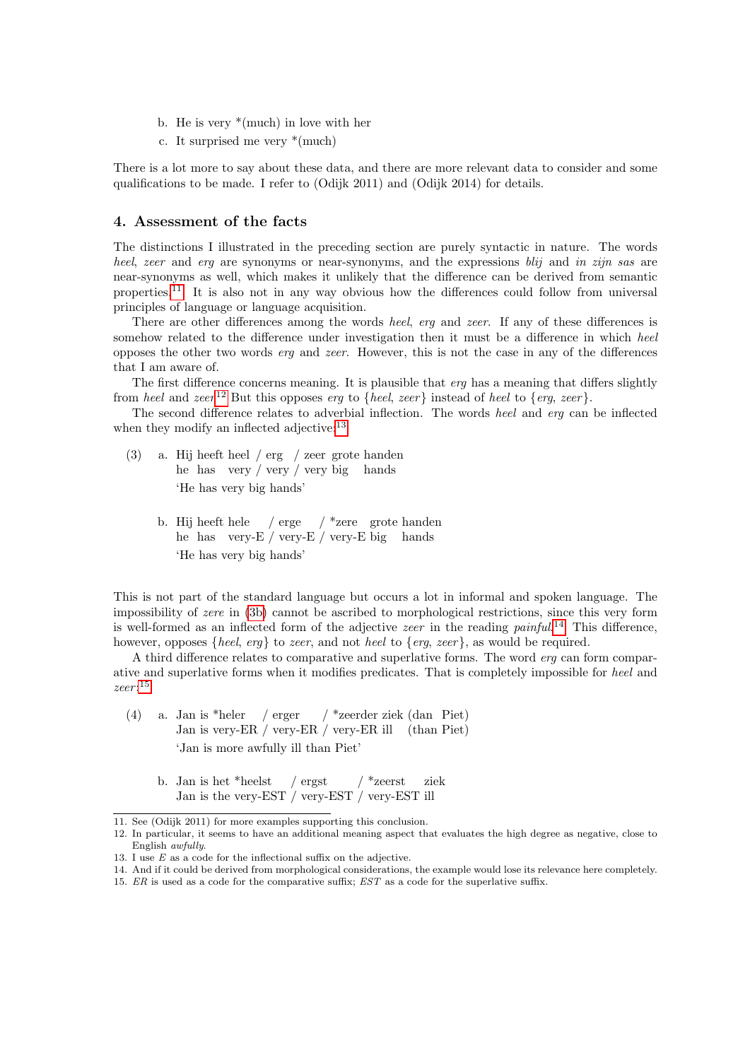b. He is very *(much) in love with her

c. It surprised me very *(much)

There is a lot more to say about these data, and there are more relevant data to consider and some qualifications to be made. I refer to (Odijk 2011) and (Odijk 2014) for details.

## 4. Assessment of the facts

The distinctions I illustrated in the preceding section are purely syntactic in nature. The words *heel*, *zeer* and *erg* are synonyms or near-synonyms, and the expressions *blij* and *in zijn sas* are near-synonyms as well, which makes it unlikely that the difference can be derived from semantic properties.[11] It is also not in any way obvious how the differences could follow from universal principles of language or language acquisition.

There are other differences among the words *heel*, *erg* and *zeer*. If any of these differences is somehow related to the difference under investigation then it must be a difference in which *heel* opposes the other two words *erg* and *zeer*. However, this is not the case in any of the differences that I am aware of.

The first difference concerns meaning. It is plausible that *erg* has a meaning that differs slightly from *heel* and *zeer*.[12] But this opposes *erg* to {*heel*, *zeer*} instead of *heel* to {*erg*, *zeer*}.

The second difference relates to adverbial inflection. The words *heel* and *erg* can be inflected when they modify an inflected adjective:[13]

(3) a. Hij heeft heel / erg / zeer grote handen
he has very / very / very big hands
'He has very big hands'

b. Hij heeft hele / erge / *zere grote handen
he has very-E / very-E / very-E big hands
'He has very big hands'

This is not part of the standard language but occurs a lot in informal and spoken language. The impossibility of *zere* in (3b) cannot be ascribed to morphological restrictions, since this very form is well-formed as an inflected form of the adjective *zeer* in the reading *painful*.[14] This difference, however, opposes {*heel*, *erg*} to *zeer*, and not *heel* to {*erg*, *zeer*}, as would be required.

A third difference relates to comparative and superlative forms. The word *erg* can form comparative and superlative forms when it modifies predicates. That is completely impossible for *heel* and *zeer*:[15]

(4) a. Jan is *heler / erger / *zeerder ziek (dan Piet)
Jan is very-ER / very-ER / very-ER ill (than Piet)
'Jan is more awfully ill than Piet'

b. Jan is het *heelst / ergst / *zeerst ziek
Jan is the very-EST / very-EST / very-EST ill

11. See (Odijk 2011) for more examples supporting this conclusion.

12. In particular, it seems to have an additional meaning aspect that evaluates the high degree as negative, close to English *awfully*.

13. I use *E* as a code for the inflectional suffix on the adjective.

14. And if it could be derived from morphological considerations, the example would lose its relevance here completely.

15. *ER* is used as a code for the comparative suffix; *EST* as a code for the superlative suffix.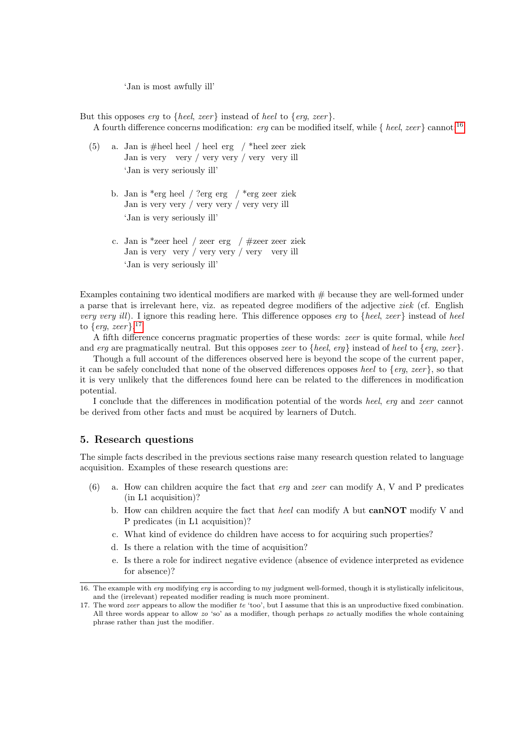'Jan is most awfully ill'

But this opposes *erg* to {*heel*, *zeer*} instead of *heel* to {*erg*, *zeer*}.

A fourth difference concerns modification: *erg* can be modified itself, while { *heel*, *zeer*} cannot.[16]

(5) a. Jan is #heel heel / heel erg / *heel zeer ziek
   Jan is very very / very very / very very ill
   'Jan is very seriously ill'

   b. Jan is *erg heel / ?erg erg / *erg zeer ziek
   Jan is very very / very very / very very ill
   'Jan is very seriously ill'

   c. Jan is *zeer heel / zeer erg / #zeer zeer ziek
   Jan is very very / very very / very very ill
   'Jan is very seriously ill'

Examples containing two identical modifiers are marked with # because they are well-formed under a parse that is irrelevant here, viz. as repeated degree modifiers of the adjective *ziek* (cf. English *very very ill*). I ignore this reading here. This difference opposes *erg* to {*heel*, *zeer*} instead of *heel* to {*erg*, *zeer*}.[17]

A fifth difference concerns pragmatic properties of these words: *zeer* is quite formal, while *heel* and *erg* are pragmatically neutral. But this opposes *zeer* to {*heel*, *erg*} instead of *heel* to {*erg*, *zeer*}.

Though a full account of the differences observed here is beyond the scope of the current paper, it can be safely concluded that none of the observed differences opposes *heel* to {*erg*, *zeer*}, so that it is very unlikely that the differences found here can be related to the differences in modification potential.

I conclude that the differences in modification potential of the words *heel*, *erg* and *zeer* cannot be derived from other facts and must be acquired by learners of Dutch.

## 5. Research questions

The simple facts described in the previous sections raise many research question related to language acquisition. Examples of these research questions are:

(6) a. How can children acquire the fact that *erg* and *zeer* can modify A, V and P predicates (in L1 acquisition)?

   b. How can children acquire the fact that *heel* can modify A but **canNOT** modify V and P predicates (in L1 acquisition)?

   c. What kind of evidence do children have access to for acquiring such properties?

   d. Is there a relation with the time of acquisition?

   e. Is there a role for indirect negative evidence (absence of evidence interpreted as evidence for absence)?

---

16. The example with *erg* modifying *erg* is according to my judgment well-formed, though it is stylistically infelicitous, and the (irrelevant) repeated modifier reading is much more prominent.

17. The word *zeer* appears to allow the modifier *te* 'too', but I assume that this is an unproductive fixed combination. All three words appear to allow *zo* 'so' as a modifier, though perhaps *zo* actually modifies the whole containing phrase rather than just the modifier.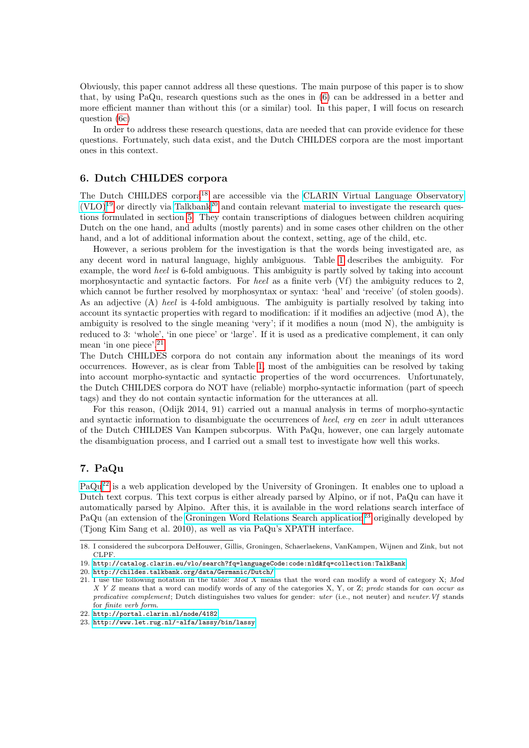Obviously, this paper cannot address all these questions. The main purpose of this paper is to show that, by using PaQu, research questions such as the ones in (6) can be addressed in a better and more efficient manner than without this (or a similar) tool. In this paper, I will focus on research question (6c)

In order to address these research questions, data are needed that can provide evidence for these questions. Fortunately, such data exist, and the Dutch CHILDES corpora are the most important ones in this context.

## 6. Dutch CHILDES corpora

The Dutch CHILDES corpora[18] are accessible via the CLARIN Virtual Language Observatory (VLO)[19] or directly via Talkbank[20] and contain relevant material to investigate the research questions formulated in section 5. They contain transcriptions of dialogues between children acquiring Dutch on the one hand, and adults (mostly parents) and in some cases other children on the other hand, and a lot of additional information about the context, setting, age of the child, etc.

However, a serious problem for the investigation is that the words being investigated are, as any decent word in natural language, highly ambiguous. Table 1 describes the ambiguity. For example, the word *heel* is 6-fold ambiguous. This ambiguity is partly solved by taking into account morphosyntactic and syntactic factors. For *heel* as a finite verb (Vf) the ambiguity reduces to 2, which cannot be further resolved by morphosyntax or syntax: 'heal' and 'receive' (of stolen goods). As an adjective (A) *heel* is 4-fold ambiguous. The ambiguity is partially resolved by taking into account its syntactic properties with regard to modification: if it modifies an adjective (mod A), the ambiguity is resolved to the single meaning 'very'; if it modifies a noun (mod N), the ambiguity is reduced to 3: 'whole', 'in one piece' or 'large'. If it is used as a predicative complement, it can only mean 'in one piece'.[21]

The Dutch CHILDES corpora do not contain any information about the meanings of its word occurrences. However, as is clear from Table 1, most of the ambiguities can be resolved by taking into account morpho-syntactic and syntactic properties of the word occurrences. Unfortunately, the Dutch CHILDES corpora do NOT have (reliable) morpho-syntactic information (part of speech tags) and they do not contain syntactic information for the utterances at all.

For this reason, (Odijk 2014, 91) carried out a manual analysis in terms of morpho-syntactic and syntactic information to disambiguate the occurrences of *heel*, *erg* en *zeer* in adult utterances of the Dutch CHILDES Van Kampen subcorpus. With PaQu, however, one can largely automate the disambiguation process, and I carried out a small test to investigate how well this works.

## 7. PaQu

PaQu[22] is a web application developed by the University of Groningen. It enables one to upload a Dutch text corpus. This text corpus is either already parsed by Alpino, or if not, PaQu can have it automatically parsed by Alpino. After this, it is available in the word relations search interface of PaQu (an extension of the Groningen Word Relations Search application[23] originally developed by (Tjong Kim Sang et al. 2010), as well as via PaQu's XPATH interface.

---

18. I considered the subcorpora DeHouwer, Gillis, Groningen, Schaerlaekens, VanKampen, Wijnen and Zink, but not CLPF.

19. http://catalog.clarin.eu/vlo/search?fq=languageCode:code:nld&fq=collection:TalkBank

20. http://childes.talkbank.org/data/Germanic/Dutch/

21. I use the following notation in the table: *Mod X* means that the word can modify a word of category X; *Mod X Y Z* means that a word can modify words of any of the categories X, Y, or Z; *predc* stands for *can occur as predicative complement*; Dutch distinguishes two values for gender: *uter* (i.e., not neuter) and *neuter*.*Vf* stands for *finite verb form*.

22. http://portal.clarin.nl/node/4182

23. http://www.let.rug.nl/~alfa/lassy/bin/lassy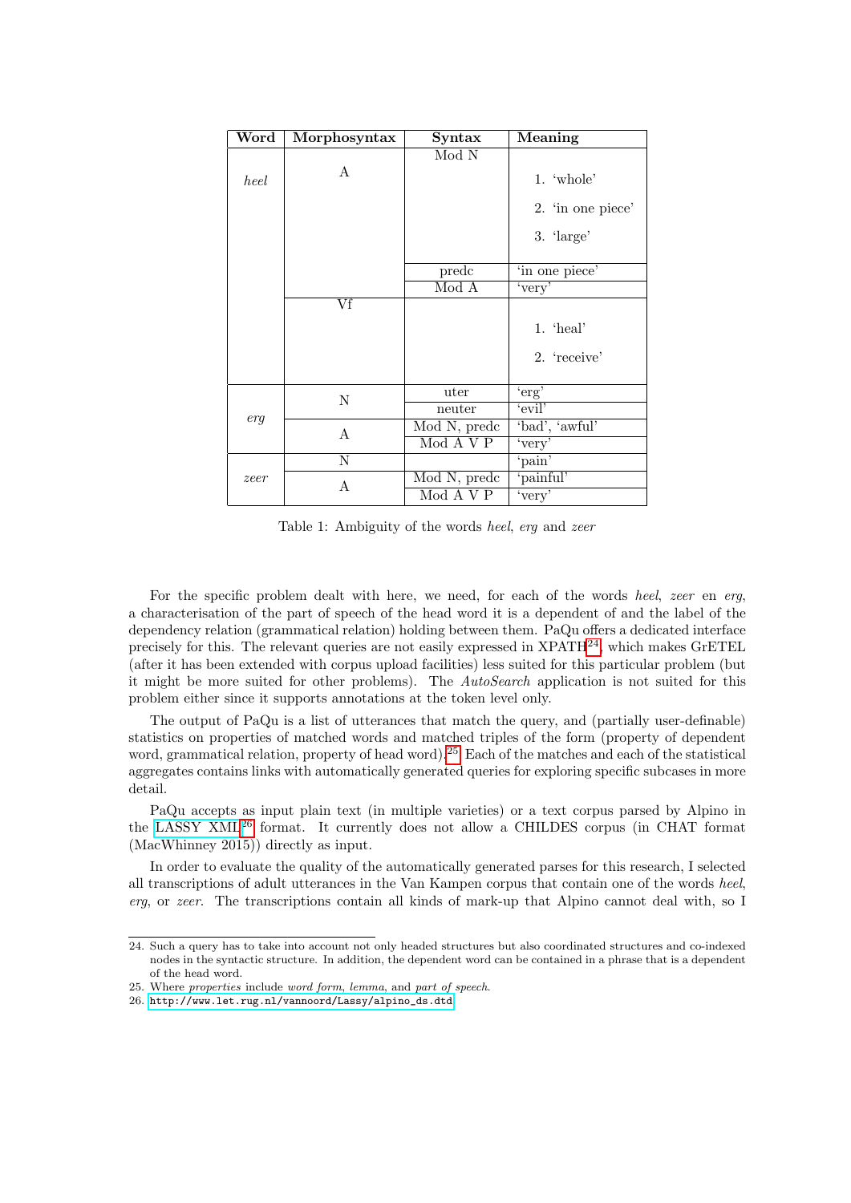| Word | Morphosyntax | Syntax | Meaning |
|---|---|---|---|
| *heel* | A | Mod N | 1. 'whole' 2. 'in one piece' 3. 'large' |
| | | predc | 'in one piece' |
| | | Mod A | 'very' |
| | Vf | | 1. 'heal' 2. 'receive' |
| *erg* | N | uter | 'erg' |
| | | neuter | 'evil' |
| | A | Mod N, predc | 'bad', 'awful' |
| | | Mod A V P | 'very' |
| *zeer* | N | | 'pain' |
| | A | Mod N, predc | 'painful' |
| | | Mod A V P | 'very' |

Table 1: Ambiguity of the words *heel*, *erg* and *zeer*

For the specific problem dealt with here, we need, for each of the words *heel*, *zeer* en *erg*, a characterisation of the part of speech of the head word it is a dependent of and the label of the dependency relation (grammatical relation) holding between them. PaQu offers a dedicated interface precisely for this. The relevant queries are not easily expressed in XPATH[24], which makes GrETEL (after it has been extended with corpus upload facilities) less suited for this particular problem (but it might be more suited for other problems). The *AutoSearch* application is not suited for this problem either since it supports annotations at the token level only.

The output of PaQu is a list of utterances that match the query, and (partially user-definable) statistics on properties of matched words and matched triples of the form (property of dependent word, grammatical relation, property of head word).[25] Each of the matches and each of the statistical aggregates contains links with automatically generated queries for exploring specific subcases in more detail.

PaQu accepts as input plain text (in multiple varieties) or a text corpus parsed by Alpino in the LASSY XML[26] format. It currently does not allow a CHILDES corpus (in CHAT format (MacWhinney 2015)) directly as input.

In order to evaluate the quality of the automatically generated parses for this research, I selected all transcriptions of adult utterances in the Van Kampen corpus that contain one of the words *heel*, *erg*, or *zeer*. The transcriptions contain all kinds of mark-up that Alpino cannot deal with, so I

---

24. Such a query has to take into account not only headed structures but also coordinated structures and co-indexed nodes in the syntactic structure. In addition, the dependent word can be contained in a phrase that is a dependent of the head word.

25. Where *properties* include *word form*, *lemma*, and *part of speech*.

26. http://www.let.rug.nl/vannoord/Lassy/alpino_ds.dtd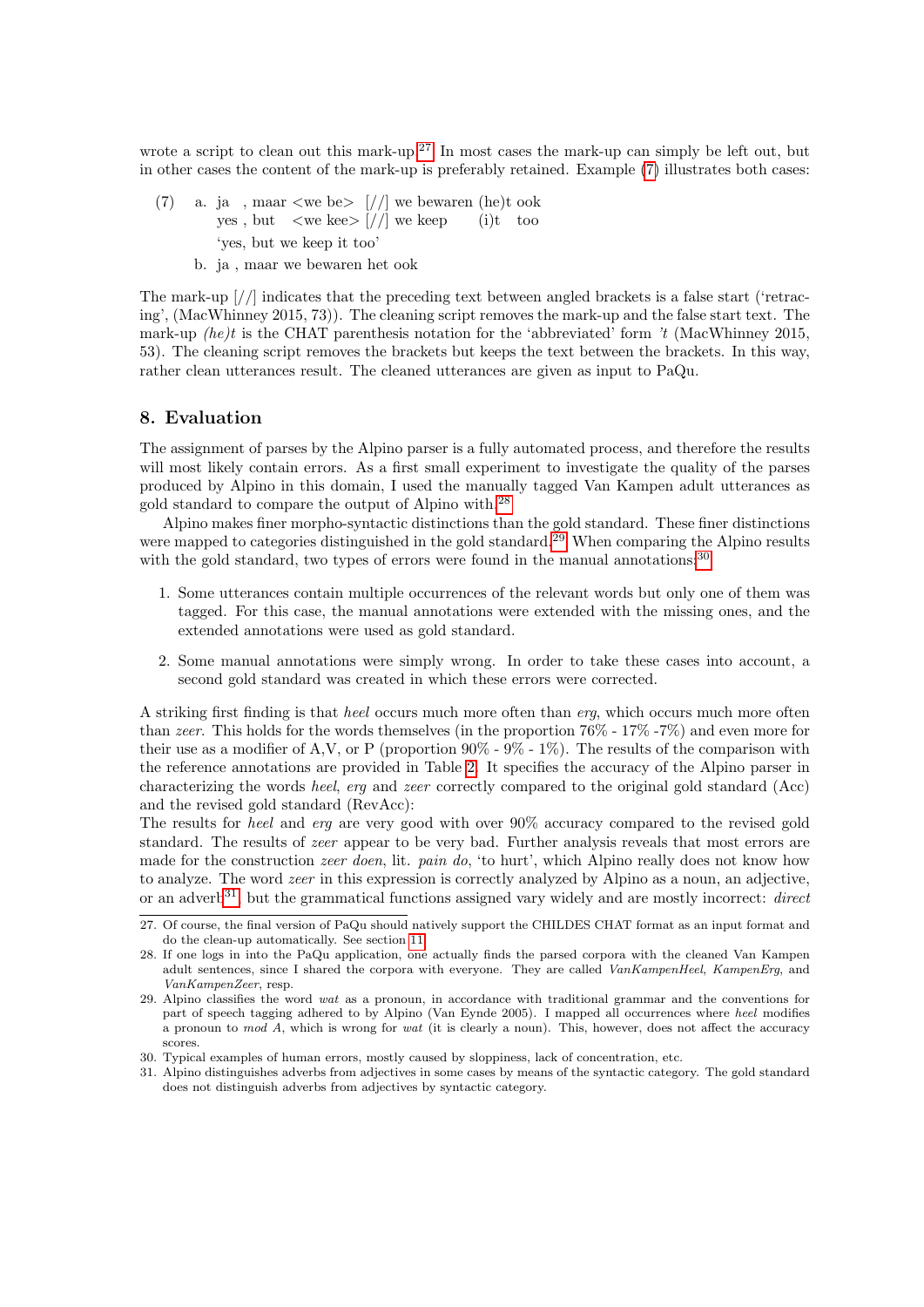wrote a script to clean out this mark-up.[27] In most cases the mark-up can simply be left out, but in other cases the content of the mark-up is preferably retained. Example (7) illustrates both cases:

(7) a. ja , maar <we be> [//] we bewaren (he)t ook
    yes , but <we kee> [//] we keep (i)t too
    'yes, but we keep it too'

  b. ja , maar we bewaren het ook

The mark-up [//] indicates that the preceding text between angled brackets is a false start ('retracing', (MacWhinney 2015, 73)). The cleaning script removes the mark-up and the false start text. The mark-up *(he)t* is the CHAT parenthesis notation for the 'abbreviated' form *'t* (MacWhinney 2015, 53). The cleaning script removes the brackets but keeps the text between the brackets. In this way, rather clean utterances result. The cleaned utterances are given as input to PaQu.

## 8. Evaluation

The assignment of parses by the Alpino parser is a fully automated process, and therefore the results will most likely contain errors. As a first small experiment to investigate the quality of the parses produced by Alpino in this domain, I used the manually tagged Van Kampen adult utterances as gold standard to compare the output of Alpino with.[28]

Alpino makes finer morpho-syntactic distinctions than the gold standard. These finer distinctions were mapped to categories distinguished in the gold standard.[29] When comparing the Alpino results with the gold standard, two types of errors were found in the manual annotations:[30]

1. Some utterances contain multiple occurrences of the relevant words but only one of them was tagged. For this case, the manual annotations were extended with the missing ones, and the extended annotations were used as gold standard.
2. Some manual annotations were simply wrong. In order to take these cases into account, a second gold standard was created in which these errors were corrected.

A striking first finding is that *heel* occurs much more often than *erg*, which occurs much more often than *zeer*. This holds for the words themselves (in the proportion 76% - 17% -7%) and even more for their use as a modifier of A,V, or P (proportion 90% - 9% - 1%). The results of the comparison with the reference annotations are provided in Table 2. It specifies the accuracy of the Alpino parser in characterizing the words *heel*, *erg* and *zeer* correctly compared to the original gold standard (Acc) and the revised gold standard (RevAcc):

The results for *heel* and *erg* are very good with over 90% accuracy compared to the revised gold standard. The results of *zeer* appear to be very bad. Further analysis reveals that most errors are made for the construction *zeer doen*, lit. *pain do*, 'to hurt', which Alpino really does not know how to analyze. The word *zeer* in this expression is correctly analyzed by Alpino as a noun, an adjective, or an adverb,[31] but the grammatical functions assigned vary widely and are mostly incorrect: *direct*

27. Of course, the final version of PaQu should natively support the CHILDES CHAT format as an input format and do the clean-up automatically. See section 11.

28. If one logs in into the PaQu application, one actually finds the parsed corpora with the cleaned Van Kampen adult sentences, since I shared the corpora with everyone. They are called *VanKampenHeel*, *KampenErg*, and *VanKampenZeer*, resp.

29. Alpino classifies the word *wat* as a pronoun, in accordance with traditional grammar and the conventions for part of speech tagging adhered to by Alpino (Van Eynde 2005). I mapped all occurrences where *heel* modifies a pronoun to *mod A*, which is wrong for *wat* (it is clearly a noun). This, however, does not affect the accuracy scores.

30. Typical examples of human errors, mostly caused by sloppiness, lack of concentration, etc.

31. Alpino distinguishes adverbs from adjectives in some cases by means of the syntactic category. The gold standard does not distinguish adverbs from adjectives by syntactic category.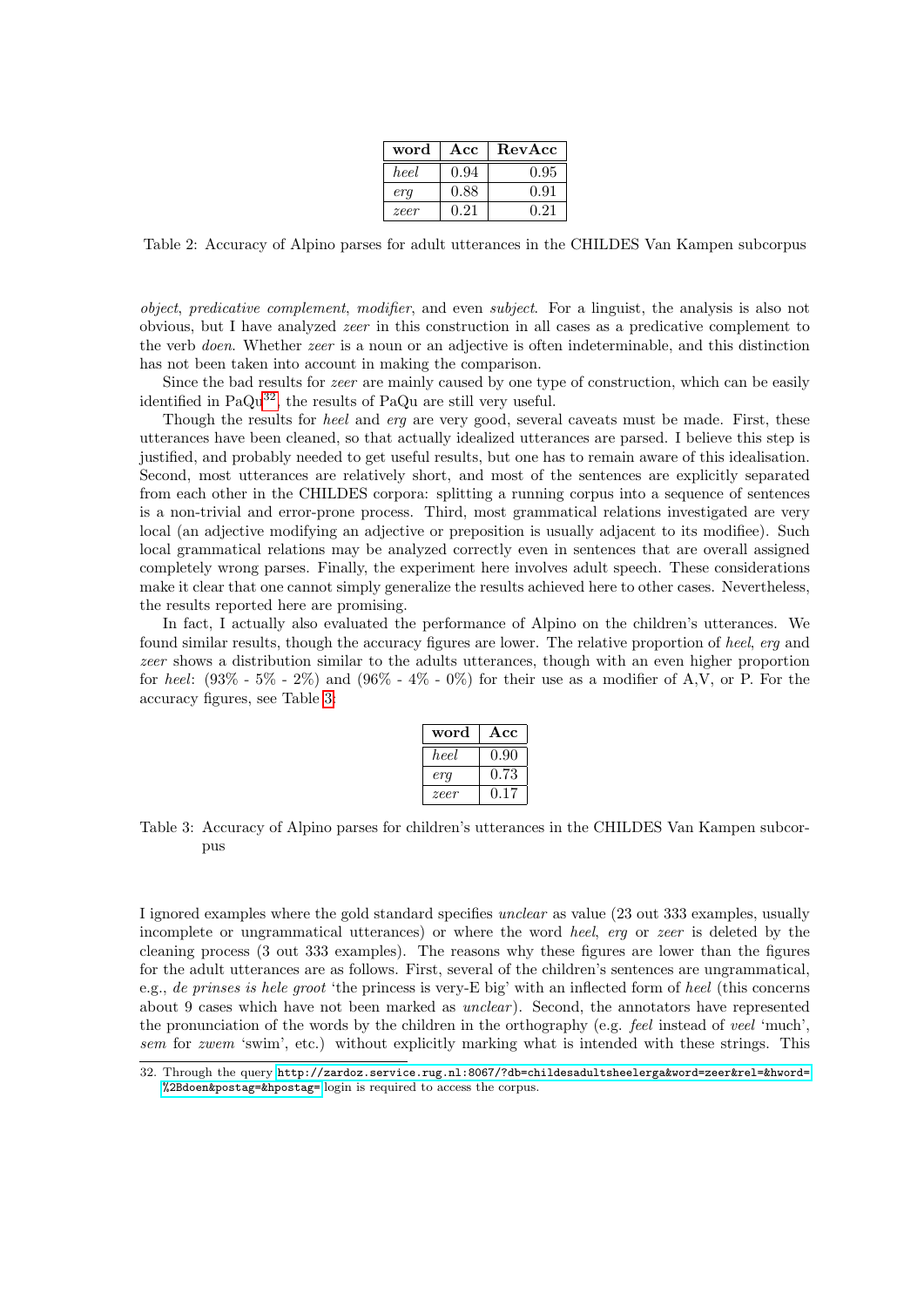| word | Acc | RevAcc |
|---|---|---|
| *heel* | 0.94 | 0.95 |
| *erg* | 0.88 | 0.91 |
| *zeer* | 0.21 | 0.21 |

Table 2: Accuracy of Alpino parses for adult utterances in the CHILDES Van Kampen subcorpus

*object*, *predicative complement*, *modifier*, and even *subject*. For a linguist, the analysis is also not obvious, but I have analyzed *zeer* in this construction in all cases as a predicative complement to the verb *doen*. Whether *zeer* is a noun or an adjective is often indeterminable, and this distinction has not been taken into account in making the comparison.

Since the bad results for *zeer* are mainly caused by one type of construction, which can be easily identified in PaQu[32], the results of PaQu are still very useful.

Though the results for *heel* and *erg* are very good, several caveats must be made. First, these utterances have been cleaned, so that actually idealized utterances are parsed. I believe this step is justified, and probably needed to get useful results, but one has to remain aware of this idealisation. Second, most utterances are relatively short, and most of the sentences are explicitly separated from each other in the CHILDES corpora: splitting a running corpus into a sequence of sentences is a non-trivial and error-prone process. Third, most grammatical relations investigated are very local (an adjective modifying an adjective or preposition is usually adjacent to its modifiee). Such local grammatical relations may be analyzed correctly even in sentences that are overall assigned completely wrong parses. Finally, the experiment here involves adult speech. These considerations make it clear that one cannot simply generalize the results achieved here to other cases. Nevertheless, the results reported here are promising.

In fact, I actually also evaluated the performance of Alpino on the children's utterances. We found similar results, though the accuracy figures are lower. The relative proportion of *heel*, *erg* and *zeer* shows a distribution similar to the adults utterances, though with an even higher proportion for *heel*: (93% - 5% - 2%) and (96% - 4% - 0%) for their use as a modifier of A,V, or P. For the accuracy figures, see Table 3:

| word | Acc |
|---|---|
| *heel* | 0.90 |
| *erg* | 0.73 |
| *zeer* | 0.17 |

Table 3: Accuracy of Alpino parses for children's utterances in the CHILDES Van Kampen subcorpus

I ignored examples where the gold standard specifies *unclear* as value (23 out 333 examples, usually incomplete or ungrammatical utterances) or where the word *heel*, *erg* or *zeer* is deleted by the cleaning process (3 out 333 examples). The reasons why these figures are lower than the figures for the adult utterances are as follows. First, several of the children's sentences are ungrammatical, e.g., *de prinses is hele groot* 'the princess is very-E big' with an inflected form of *heel* (this concerns about 9 cases which have not been marked as *unclear*). Second, the annotators have represented the pronunciation of the words by the children in the orthography (e.g. *feel* instead of *veel* 'much', *sem* for *zwem* 'swim', etc.) without explicitly marking what is intended with these strings. This

32. Through the query http://zardoz.service.rug.nl:8067/?db=childesadultsheelerga&word=zeer&rel=&hword=%2Bdoen&postag=&hpostag= login is required to access the corpus.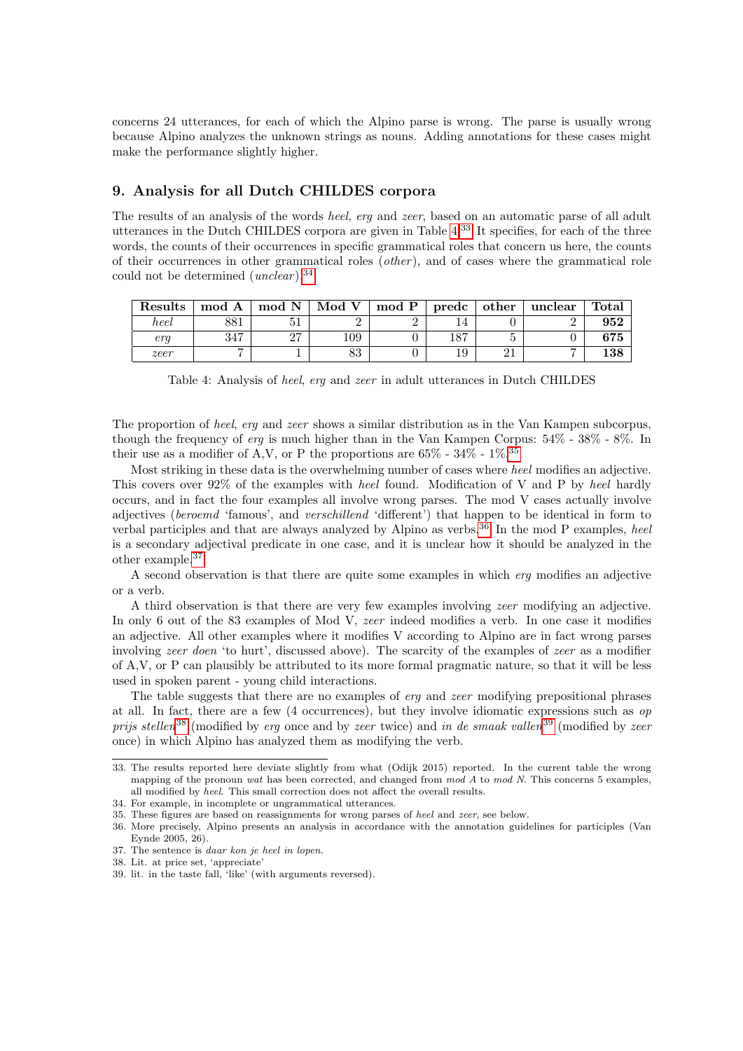concerns 24 utterances, for each of which the Alpino parse is wrong. The parse is usually wrong because Alpino analyzes the unknown strings as nouns. Adding annotations for these cases might make the performance slightly higher.

## 9. Analysis for all Dutch CHILDES corpora

The results of an analysis of the words *heel*, *erg* and *zeer*, based on an automatic parse of all adult utterances in the Dutch CHILDES corpora are given in Table 4.[33] It specifies, for each of the three words, the counts of their occurrences in specific grammatical roles that concern us here, the counts of their occurrences in other grammatical roles (*other*), and of cases where the grammatical role could not be determined (*unclear*).[34]

| Results | mod A | mod N | Mod V | mod P | predc | other | unclear | Total |
|---|---|---|---|---|---|---|---|---|
| *heel* | 881 | 51 | 2 | 2 | 14 | 0 | 2 | **952** |
| *erg* | 347 | 27 | 109 | 0 | 187 | 5 | 0 | **675** |
| *zeer* | 7 | 1 | 83 | 0 | 19 | 21 | 7 | **138** |

Table 4: Analysis of *heel*, *erg* and *zeer* in adult utterances in Dutch CHILDES

The proportion of *heel*, *erg* and *zeer* shows a similar distribution as in the Van Kampen subcorpus, though the frequency of *erg* is much higher than in the Van Kampen Corpus: 54% - 38% - 8%. In their use as a modifier of A,V, or P the proportions are 65% - 34% - 1%.[35]

Most striking in these data is the overwhelming number of cases where *heel* modifies an adjective. This covers over 92% of the examples with *heel* found. Modification of V and P by *heel* hardly occurs, and in fact the four examples all involve wrong parses. The mod V cases actually involve adjectives (*beroemd* 'famous', and *verschillend* 'different') that happen to be identical in form to verbal participles and that are always analyzed by Alpino as verbs.[36] In the mod P examples, *heel* is a secondary adjectival predicate in one case, and it is unclear how it should be analyzed in the other example.[37]

A second observation is that there are quite some examples in which *erg* modifies an adjective or a verb.

A third observation is that there are very few examples involving *zeer* modifying an adjective. In only 6 out of the 83 examples of Mod V, *zeer* indeed modifies a verb. In one case it modifies an adjective. All other examples where it modifies V according to Alpino are in fact wrong parses involving *zeer doen* 'to hurt', discussed above). The scarcity of the examples of *zeer* as a modifier of A,V, or P can plausibly be attributed to its more formal pragmatic nature, so that it will be less used in spoken parent - young child interactions.

The table suggests that there are no examples of *erg* and *zeer* modifying prepositional phrases at all. In fact, there are a few (4 occurrences), but they involve idiomatic expressions such as *op prijs stellen*[38] (modified by *erg* once and by *zeer* twice) and *in de smaak vallen*[39] (modified by *zeer* once) in which Alpino has analyzed them as modifying the verb.

---

33. The results reported here deviate slightly from what (Odijk 2015) reported. In the current table the wrong mapping of the pronoun *wat* has been corrected, and changed from *mod A* to *mod N*. This concerns 5 examples, all modified by *heel*. This small correction does not affect the overall results.

34. For example, in incomplete or ungrammatical utterances.

35. These figures are based on reassignments for wrong parses of *heel* and *zeer*, see below.

36. More precisely, Alpino presents an analysis in accordance with the annotation guidelines for participles (Van Eynde 2005, 26).

37. The sentence is *daar kon je heel in lopen*.

38. Lit. at price set, 'appreciate'

39. lit. in the taste fall, 'like' (with arguments reversed).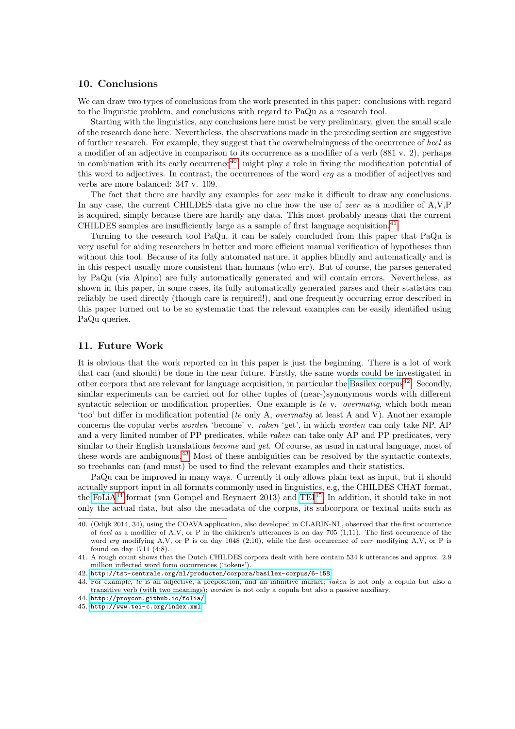## 10. Conclusions

We can draw two types of conclusions from the work presented in this paper: conclusions with regard to the linguistic problem, and conclusions with regard to PaQu as a research tool.

Starting with the linguistics, any conclusions here must be very preliminary, given the small scale of the research done here. Nevertheless, the observations made in the preceding section are suggestive of further research. For example, they suggest that the overwhelmingness of the occurrence of *heel* as a modifier of an adjective in comparison to its occurrence as a modifier of a verb (881 v. 2), perhaps in combination with its early occurrence[40], might play a role in fixing the modification potential of this word to adjectives. In contrast, the occurrences of the word *erg* as a modifier of adjectives and verbs are more balanced: 347 v. 109.

The fact that there are hardly any examples for *zeer* make it difficult to draw any conclusions. In any case, the current CHILDES data give no clue how the use of *zeer* as a modifier of A,V,P is acquired, simply because there are hardly any data. This most probably means that the current CHILDES samples are insufficiently large as a sample of first language acquisition.[41]

Turning to the research tool PaQu, it can be safely concluded from this paper that PaQu is very useful for aiding researchers in better and more efficient manual verification of hypotheses than without this tool. Because of its fully automated nature, it applies blindly and automatically and is in this respect usually more consistent than humans (who err). But of course, the parses generated by PaQu (via Alpino) are fully automatically generated and will contain errors. Nevertheless, as shown in this paper, in some cases, its fully automatically generated parses and their statistics can reliably be used directly (though care is required!), and one frequently occurring error described in this paper turned out to be so systematic that the relevant examples can be easily identified using PaQu queries.

## 11. Future Work

It is obvious that the work reported on in this paper is just the beginning. There is a lot of work that can (and should) be done in the near future. Firstly, the same words could be investigated in other corpora that are relevant for language acquisition, in particular the Basilex corpus[42]. Secondly, similar experiments can be carried out for other tuples of (near-)synonymous words with different syntactic selection or modification properties. One example is *te* v. *overmatig*, which both mean 'too' but differ in modification potential (*te* only A, *overmatig* at least A and V). Another example concerns the copular verbs *worden* 'become' v. *raken* 'get', in which *worden* can only take NP, AP and a very limited number of PP predicates, while *raken* can take only AP and PP predicates, very similar to their English translations *become* and *get*. Of course, as usual in natural language, most of these words are ambiguous.[43] Most of these ambiguities can be resolved by the syntactic contexts, so treebanks can (and must) be used to find the relevant examples and their statistics.

PaQu can be improved in many ways. Currently it only allows plain text as input, but it should actually support input in all formats commonly used in linguistics, e.g, the CHILDES CHAT format, the FoLiA[44] format (van Gompel and Reynaert 2013) and TEI[45]. In addition, it should take in not only the actual data, but also the metadata of the corpus, its subcorpora or textual units such as

---

40. (Odijk 2014, 34), using the COAVA application, also developed in CLARIN-NL, observed that the first occurrence of *heel* as a modifier of A,V, or P in the children's utterances is on day 705 (1;11). The first occurrence of the word *erg* modifying A,V, or P is on day 1048 (2;10), while the first occurrence of *zeer* modifying A,V, or P is found on day 1711 (4;8).

41. A rough count shows that the Dutch CHILDES corpora dealt with here contain 534 k utterances and approx. 2.9 million inflected word form occurrences ('tokens').

42. http://tst-centrale.org/nl/producten/corpora/basilex-corpus/6-158

43. For example, *te* is an adjective, a preposition, and an infinitive marker; *raken* is not only a copula but also a transitive verb (with two meanings); *worden* is not only a copula but also a passive auxiliary.

44. http://proycon.github.io/folia/

45. http://www.tei-c.org/index.xml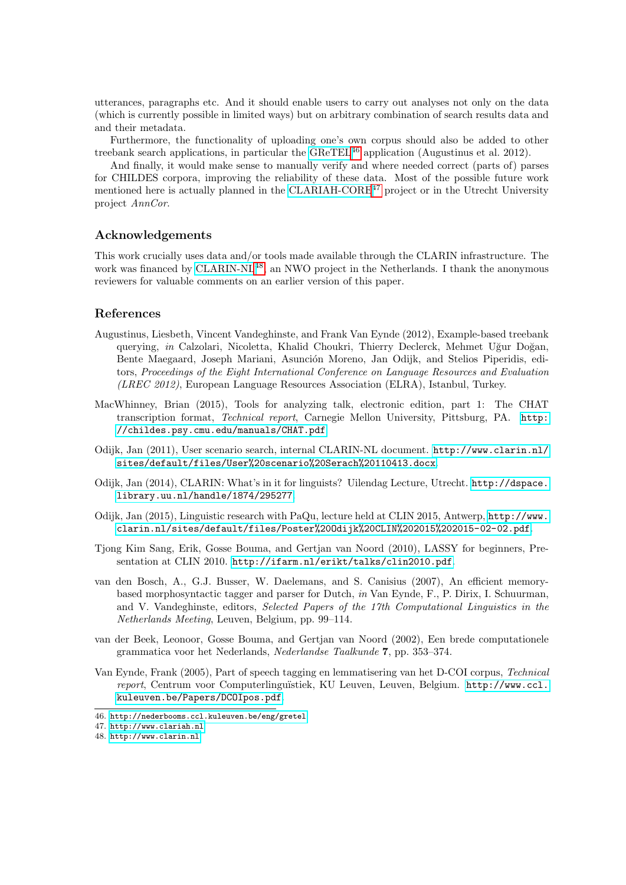utterances, paragraphs etc. And it should enable users to carry out analyses not only on the data (which is currently possible in limited ways) but on arbitrary combination of search results data and and their metadata.

Furthermore, the functionality of uploading one's own corpus should also be added to other treebank search applications, in particular the GReTEL[46] application (Augustinus et al. 2012).

And finally, it would make sense to manually verify and where needed correct (parts of) parses for CHILDES corpora, improving the reliability of these data. Most of the possible future work mentioned here is actually planned in the CLARIAH-CORE[47] project or in the Utrecht University project *AnnCor*.

## Acknowledgements

This work crucially uses data and/or tools made available through the CLARIN infrastructure. The work was financed by CLARIN-NL[48], an NWO project in the Netherlands. I thank the anonymous reviewers for valuable comments on an earlier version of this paper.

## References

Augustinus, Liesbeth, Vincent Vandeghinste, and Frank Van Eynde (2012), Example-based treebank querying, *in* Calzolari, Nicoletta, Khalid Choukri, Thierry Declerck, Mehmet Uğur Doğan, Bente Maegaard, Joseph Mariani, Asunción Moreno, Jan Odijk, and Stelios Piperidis, editors, *Proceedings of the Eight International Conference on Language Resources and Evaluation (LREC 2012)*, European Language Resources Association (ELRA), Istanbul, Turkey.

MacWhinney, Brian (2015), Tools for analyzing talk, electronic edition, part 1: The CHAT transcription format, *Technical report*, Carnegie Mellon University, Pittsburg, PA. http://childes.psy.cmu.edu/manuals/CHAT.pdf

Odijk, Jan (2011), User scenario search, internal CLARIN-NL document. http://www.clarin.nl/sites/default/files/User%20scenario%20Serach%20110413.docx

Odijk, Jan (2014), CLARIN: What's in it for linguists? Uilendag Lecture, Utrecht. http://dspace.library.uu.nl/handle/1874/295277

Odijk, Jan (2015), Linguistic research with PaQu, lecture held at CLIN 2015, Antwerp, http://www.clarin.nl/sites/default/files/Poster%20Odijk%20CLIN%202015%202015-02-02.pdf.

Tjong Kim Sang, Erik, Gosse Bouma, and Gertjan van Noord (2010), LASSY for beginners, Presentation at CLIN 2010. http://ifarm.nl/erikt/talks/clin2010.pdf

van den Bosch, A., G.J. Busser, W. Daelemans, and S. Canisius (2007), An efficient memory-based morphosyntactic tagger and parser for Dutch, *in* Van Eynde, F., P. Dirix, I. Schuurman, and V. Vandeghinste, editors, *Selected Papers of the 17th Computational Linguistics in the Netherlands Meeting*, Leuven, Belgium, pp. 99–114.

van der Beek, Leonoor, Gosse Bouma, and Gertjan van Noord (2002), Een brede computationele grammatica voor het Nederlands, *Nederlandse Taalkunde* **7**, pp. 353–374.

Van Eynde, Frank (2005), Part of speech tagging en lemmatisering van het D-COI corpus, *Technical report*, Centrum voor Computerlinguïstiek, KU Leuven, Leuven, Belgium. http://www.ccl.kuleuven.be/Papers/DCOIpos.pdf.

46. http://nederbooms.ccl.kuleuven.be/eng/gretel
47. http://www.clariah.nl
48. http://www.clarin.nl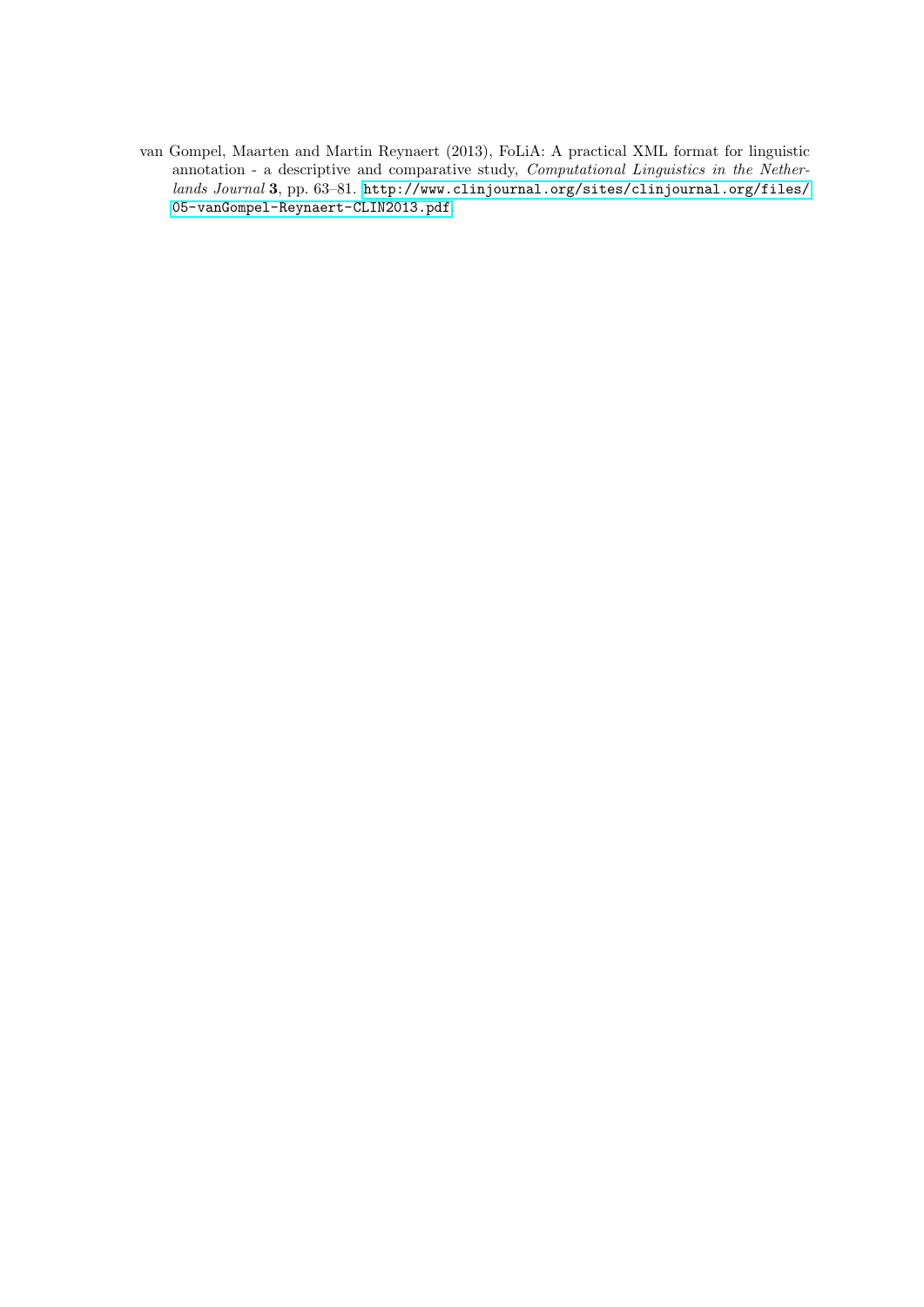van Gompel, Maarten and Martin Reynaert (2013), FoLiA: A practical XML format for linguistic annotation - a descriptive and comparative study, *Computational Linguistics in the Netherlands Journal* **3**, pp. 63–81. http://www.clinjournal.org/sites/clinjournal.org/files/05-vanGompel-Reynaert-CLIN2013.pdf.